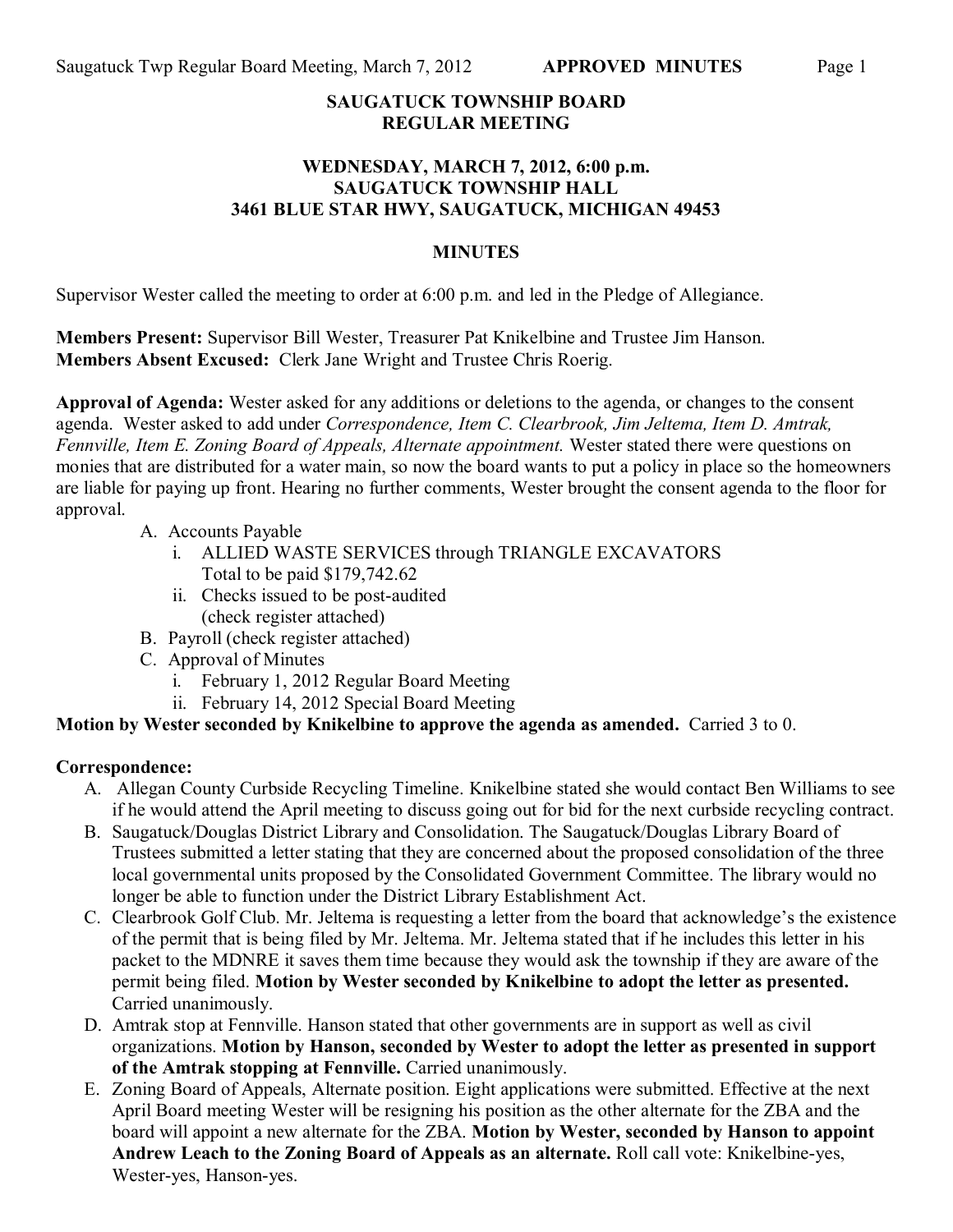**SAUGATUCK TOWNSHIP BOARD**
**REGULAR MEETING**

**WEDNESDAY, MARCH 7, 2012, 6:00 p.m.**
**SAUGATUCK TOWNSHIP HALL**
**3461 BLUE STAR HWY, SAUGATUCK, MICHIGAN 49453**

**MINUTES**

Supervisor Wester called the meeting to order at 6:00 p.m. and led in the Pledge of Allegiance.

**Members Present:** Supervisor Bill Wester, Treasurer Pat Knikelbine and Trustee Jim Hanson.
**Members Absent Excused:** Clerk Jane Wright and Trustee Chris Roerig.

**Approval of Agenda:** Wester asked for any additions or deletions to the agenda, or changes to the consent agenda. Wester asked to add under *Correspondence, Item C. Clearbrook, Jim Jeltema, Item D. Amtrak, Fennville, Item E. Zoning Board of Appeals, Alternate appointment.* Wester stated there were questions on monies that are distributed for a water main, so now the board wants to put a policy in place so the homeowners are liable for paying up front. Hearing no further comments, Wester brought the consent agenda to the floor for approval.

A. Accounts Payable
    i. ALLIED WASTE SERVICES through TRIANGLE EXCAVATORS
       Total to be paid $179,742.62
    ii. Checks issued to be post-audited
       (check register attached)
B. Payroll (check register attached)
C. Approval of Minutes
    i. February 1, 2012 Regular Board Meeting
    ii. February 14, 2012 Special Board Meeting

**Motion by Wester seconded by Knikelbine to approve the agenda as amended.** Carried 3 to 0.

**Correspondence:**

A. Allegan County Curbside Recycling Timeline. Knikelbine stated she would contact Ben Williams to see if he would attend the April meeting to discuss going out for bid for the next curbside recycling contract.
B. Saugatuck/Douglas District Library and Consolidation. The Saugatuck/Douglas Library Board of Trustees submitted a letter stating that they are concerned about the proposed consolidation of the three local governmental units proposed by the Consolidated Government Committee. The library would no longer be able to function under the District Library Establishment Act.
C. Clearbrook Golf Club. Mr. Jeltema is requesting a letter from the board that acknowledge's the existence of the permit that is being filed by Mr. Jeltema. Mr. Jeltema stated that if he includes this letter in his packet to the MDNRE it saves them time because they would ask the township if they are aware of the permit being filed. **Motion by Wester seconded by Knikelbine to adopt the letter as presented.** Carried unanimously.
D. Amtrak stop at Fennville. Hanson stated that other governments are in support as well as civil organizations. **Motion by Hanson, seconded by Wester to adopt the letter as presented in support of the Amtrak stopping at Fennville.** Carried unanimously.
E. Zoning Board of Appeals, Alternate position. Eight applications were submitted. Effective at the next April Board meeting Wester will be resigning his position as the other alternate for the ZBA and the board will appoint a new alternate for the ZBA. **Motion by Wester, seconded by Hanson to appoint Andrew Leach to the Zoning Board of Appeals as an alternate.** Roll call vote: Knikelbine-yes, Wester-yes, Hanson-yes.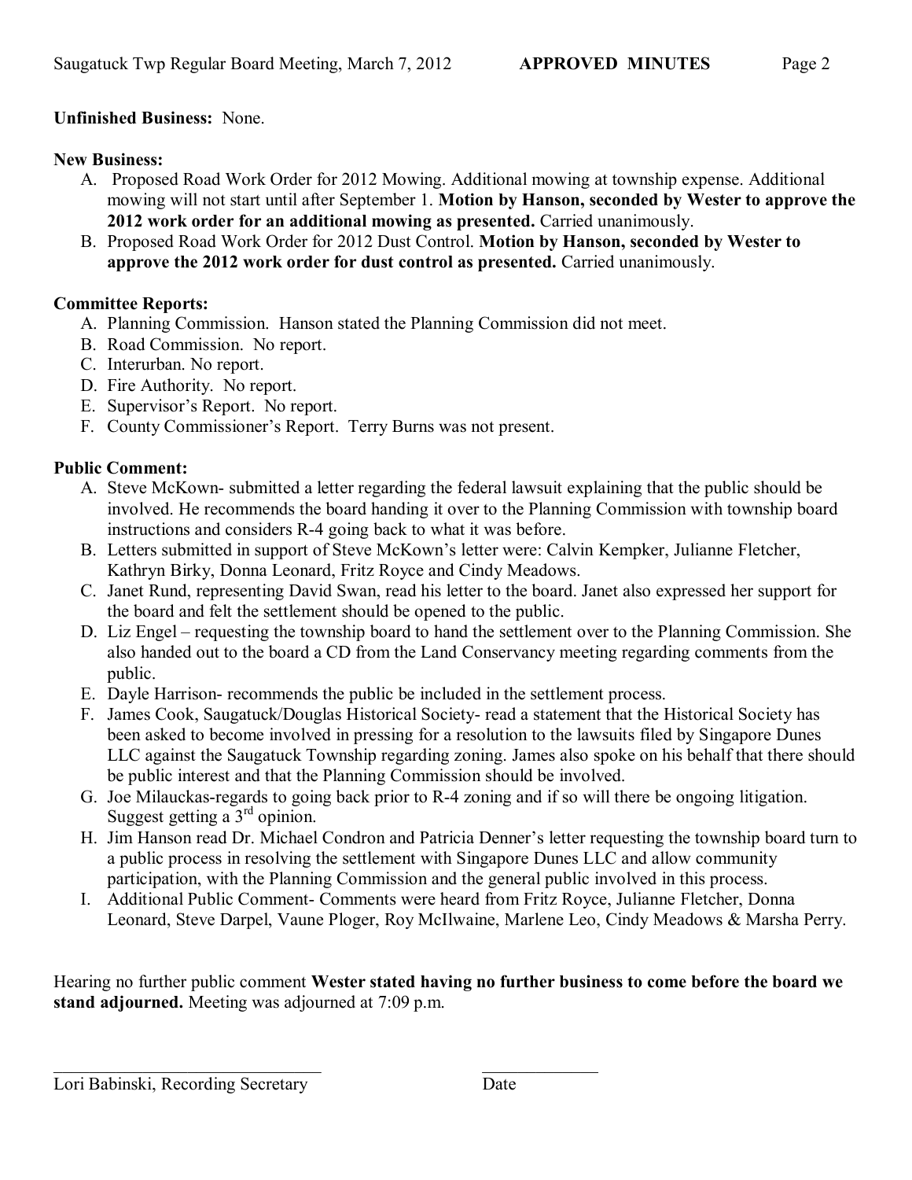**Unfinished Business:** None.

**New Business:**

A. Proposed Road Work Order for 2012 Mowing. Additional mowing at township expense. Additional mowing will not start until after September 1. **Motion by Hanson, seconded by Wester to approve the 2012 work order for an additional mowing as presented.** Carried unanimously.

B. Proposed Road Work Order for 2012 Dust Control. **Motion by Hanson, seconded by Wester to approve the 2012 work order for dust control as presented.** Carried unanimously.

**Committee Reports:**

A. Planning Commission. Hanson stated the Planning Commission did not meet.
B. Road Commission. No report.
C. Interurban. No report.
D. Fire Authority. No report.
E. Supervisor's Report. No report.
F. County Commissioner's Report. Terry Burns was not present.

**Public Comment:**

A. Steve McKown- submitted a letter regarding the federal lawsuit explaining that the public should be involved. He recommends the board handing it over to the Planning Commission with township board instructions and considers R-4 going back to what it was before.
B. Letters submitted in support of Steve McKown's letter were: Calvin Kempker, Julianne Fletcher, Kathryn Birky, Donna Leonard, Fritz Royce and Cindy Meadows.
C. Janet Rund, representing David Swan, read his letter to the board. Janet also expressed her support for the board and felt the settlement should be opened to the public.
D. Liz Engel – requesting the township board to hand the settlement over to the Planning Commission. She also handed out to the board a CD from the Land Conservancy meeting regarding comments from the public.
E. Dayle Harrison- recommends the public be included in the settlement process.
F. James Cook, Saugatuck/Douglas Historical Society- read a statement that the Historical Society has been asked to become involved in pressing for a resolution to the lawsuits filed by Singapore Dunes LLC against the Saugatuck Township regarding zoning. James also spoke on his behalf that there should be public interest and that the Planning Commission should be involved.
G. Joe Milauckas-regards to going back prior to R-4 zoning and if so will there be ongoing litigation. Suggest getting a 3rd opinion.
H. Jim Hanson read Dr. Michael Condron and Patricia Denner's letter requesting the township board turn to a public process in resolving the settlement with Singapore Dunes LLC and allow community participation, with the Planning Commission and the general public involved in this process.
I. Additional Public Comment- Comments were heard from Fritz Royce, Julianne Fletcher, Donna Leonard, Steve Darpel, Vaune Ploger, Roy McIlwaine, Marlene Leo, Cindy Meadows & Marsha Perry.

Hearing no further public comment **Wester stated having no further business to come before the board we stand adjourned.** Meeting was adjourned at 7:09 p.m.

\_\_\_\_\_\_\_\_\_\_\_\_\_\_\_\_\_\_\_\_\_\_\_\_\_\_\_\_\_\_ \_\_\_\_\_\_\_\_\_\_\_\_\_
Lori Babinski, Recording Secretary Date